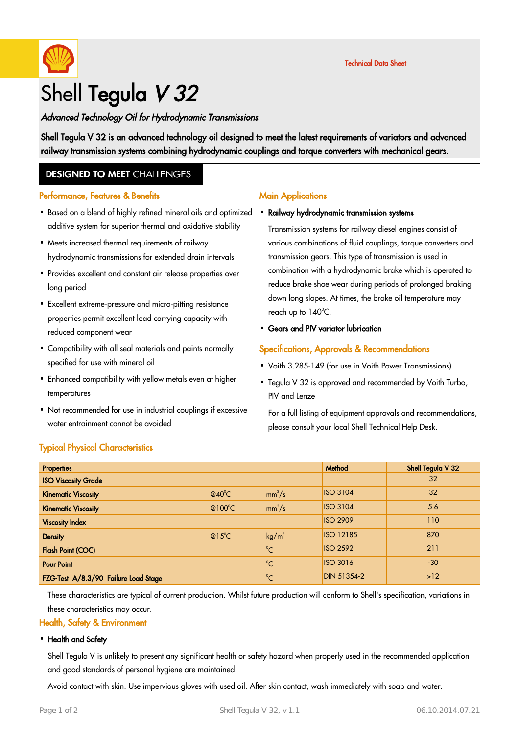Technical Data Sheet

# Shell Tegula *V 32*

*Advanced Technology Oil for Hydrodynamic Transmissions*

**Shell Tegula V 32 is an advanced technology oil designed to meet the latest requirements of variators and advanced railway transmission systems combining hydrodynamic couplings and torque converters with mechanical gears.**

## DESIGNED TO MEET CHALLENGES

### Performance, Features & Benefits

- Based on a blend of highly refined mineral oils and optimized additive system for superior thermal and oxidative stability
- Meets increased thermal requirements of railway hydrodynamic transmissions for extended drain intervals
- Provides excellent and constant air release properties over long period
- Excellent extreme-pressure and micro-pitting resistance properties permit excellent load carrying capacity with reduced component wear
- Compatibility with all seal materials and paints normally specified for use with mineral oil
- Enhanced compatibility with yellow metals even at higher temperatures
- Not recommended for use in industrial couplings if excessive water entrainment cannot be avoided

### Main Applications

- **Railway hydrodynamic transmission systems**

  Transmission systems for railway diesel engines consist of various combinations of fluid couplings, torque converters and transmission gears. This type of transmission is used in combination with a hydrodynamic brake which is operated to reduce brake shoe wear during periods of prolonged braking down long slopes. At times, the brake oil temperature may reach up to 140°C.

- **Gears and PIV variator lubrication**

### Specifications, Approvals & Recommendations

- Voith 3.285-149 (for use in Voith Power Transmissions)
- Tegula V 32 is approved and recommended by Voith Turbo, PIV and Lenze

  For a full listing of equipment approvals and recommendations, please consult your local Shell Technical Help Desk.

### Typical Physical Characteristics

| Properties | | | Method | Shell Tegula V 32 |
|---|---|---|---|---|
| ISO Viscosity Grade | | | | 32 |
| Kinematic Viscosity | @40°C | $mm^2/s$ | ISO 3104 | 32 |
| Kinematic Viscosity | @100°C | $mm^2/s$ | ISO 3104 | 5.6 |
| Viscosity Index | | | ISO 2909 | 110 |
| Density | @15°C | $kg/m^3$ | ISO 12185 | 870 |
| Flash Point (COC) | | °C | ISO 2592 | 211 |
| Pour Point | | °C | ISO 3016 | -30 |
| FZG-Test A/8.3/90 Failure Load Stage | | °C | DIN 51354-2 | >12 |

These characteristics are typical of current production. Whilst future production will conform to Shell's specification, variations in these characteristics may occur.

### Health, Safety & Environment

- **Health and Safety**

Shell Tegula V is unlikely to present any significant health or safety hazard when properly used in the recommended application and good standards of personal hygiene are maintained.

Avoid contact with skin. Use impervious gloves with used oil. After skin contact, wash immediately with soap and water.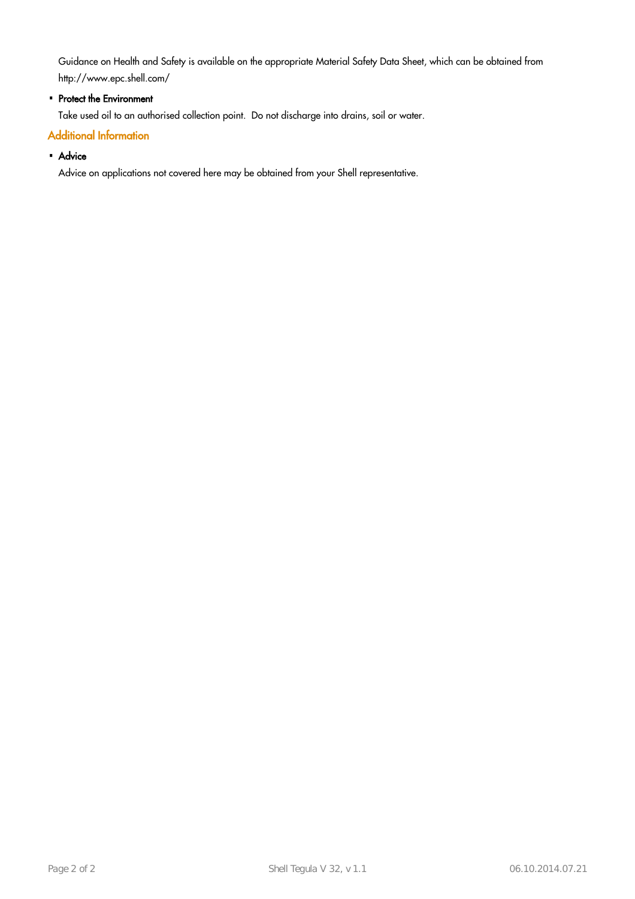Guidance on Health and Safety is available on the appropriate Material Safety Data Sheet, which can be obtained from http://www.epc.shell.com/

- **Protect the Environment**

  Take used oil to an authorised collection point.  Do not discharge into drains, soil or water.

## Additional Information

- **Advice**

  Advice on applications not covered here may be obtained from your Shell representative.